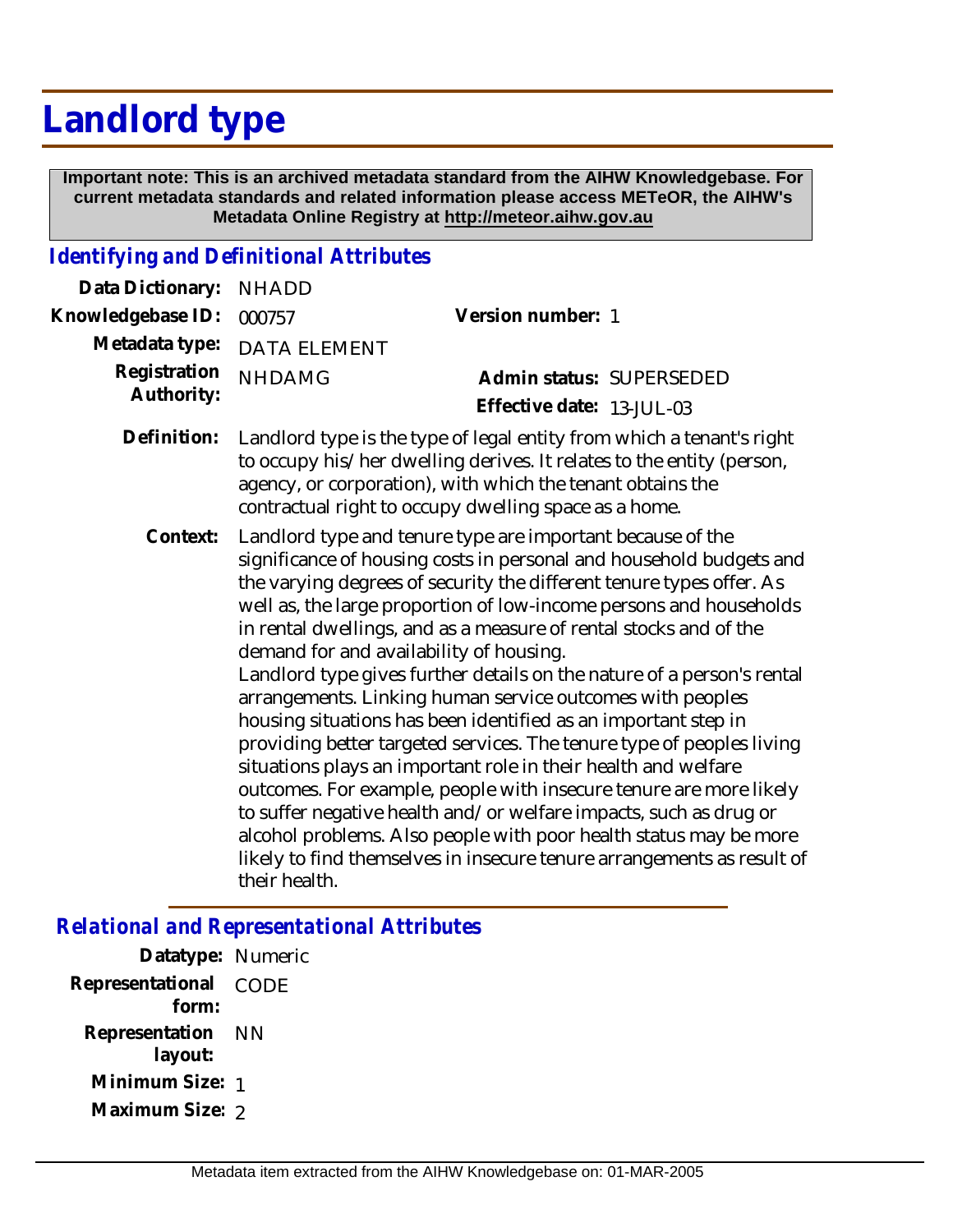# Landlord type

**Important note: This is an archived metadata standard from the AIHW Knowledgebase. For current metadata standards and related information please access METeOR, the AIHW's Metadata Online Registry at http://meteor.aihw.gov.au**

## *Identifying and Definitional Attributes*

**Data Dictionary:** NHADD

**Knowledgebase ID:** 000757 **Version number:** 1

**Metadata type:** DATA ELEMENT

**Registration Authority:** NHDAMG **Admin status:** SUPERSEDED

**Effective date:** 13-JUL-03

**Definition:** Landlord type is the type of legal entity from which a tenant's right to occupy his/her dwelling derives. It relates to the entity (person, agency, or corporation), with which the tenant obtains the contractual right to occupy dwelling space as a home.

**Context:** Landlord type and tenure type are important because of the significance of housing costs in personal and household budgets and the varying degrees of security the different tenure types offer. As well as, the large proportion of low-income persons and households in rental dwellings, and as a measure of rental stocks and of the demand for and availability of housing.
Landlord type gives further details on the nature of a person's rental arrangements. Linking human service outcomes with peoples housing situations has been identified as an important step in providing better targeted services. The tenure type of peoples living situations plays an important role in their health and welfare outcomes. For example, people with insecure tenure are more likely to suffer negative health and/or welfare impacts, such as drug or alcohol problems. Also people with poor health status may be more likely to find themselves in insecure tenure arrangements as result of their health.

## *Relational and Representational Attributes*

**Datatype:** Numeric

**Representational form:** CODE

**Representation layout:** NN

**Minimum Size:** 1

**Maximum Size:** 2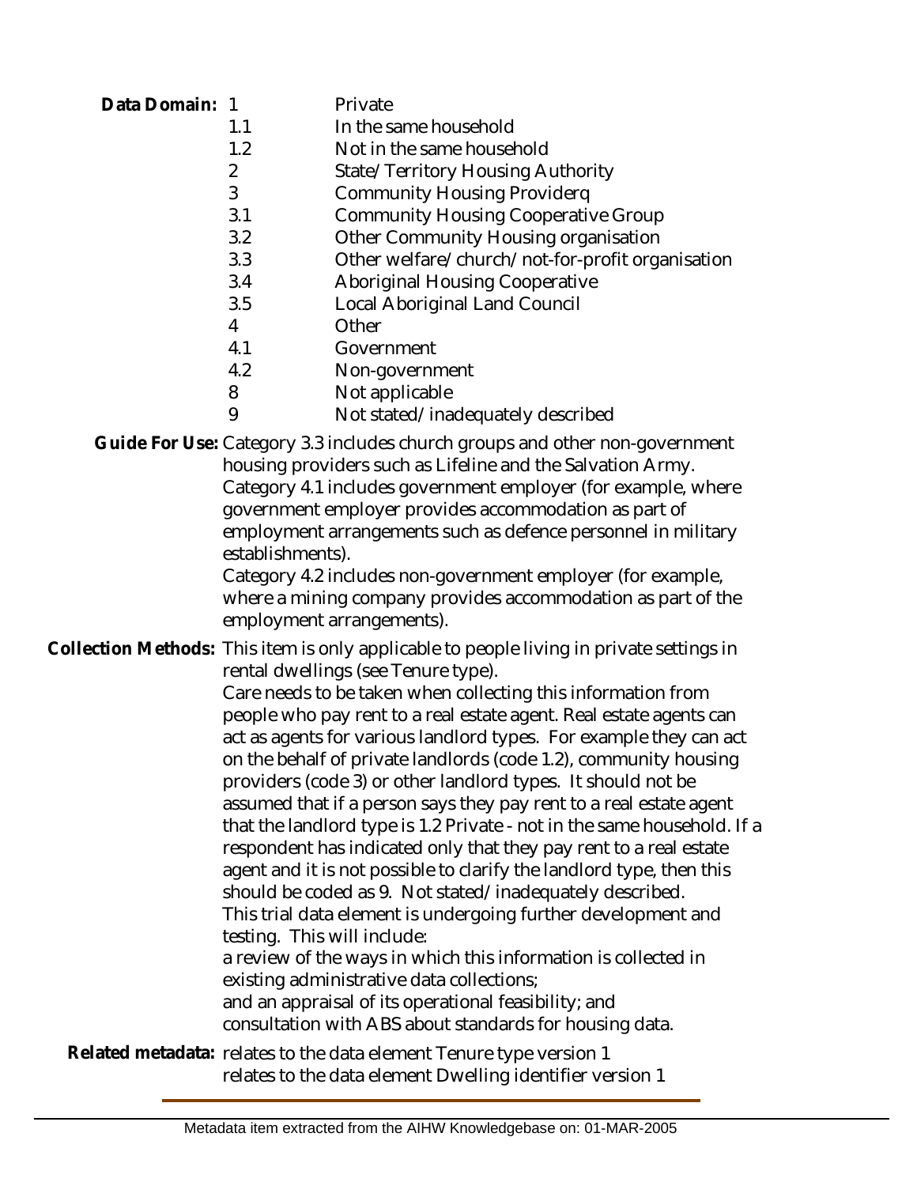**Data Domain:**

| | |
|---|---|
| 1 | Private |
| 1.1 | In the same household |
| 1.2 | Not in the same household |
| 2 | State/Territory Housing Authority |
| 3 | Community Housing Providerq |
| 3.1 | Community Housing Cooperative Group |
| 3.2 | Other Community Housing organisation |
| 3.3 | Other welfare/church/not-for-profit organisation |
| 3.4 | Aboriginal Housing Cooperative |
| 3.5 | Local Aboriginal Land Council |
| 4 | Other |
| 4.1 | Government |
| 4.2 | Non-government |
| 8 | Not applicable |
| 9 | Not stated/inadequately described |

**Guide For Use:** Category 3.3 includes church groups and other non-government housing providers such as Lifeline and the Salvation Army.
Category 4.1 includes government employer (for example, where government employer provides accommodation as part of employment arrangements such as defence personnel in military establishments).
Category 4.2 includes non-government employer (for example, where a mining company provides accommodation as part of the employment arrangements).

**Collection Methods:** This item is only applicable to people living in private settings in rental dwellings (see Tenure type).
Care needs to be taken when collecting this information from people who pay rent to a real estate agent. Real estate agents can act as agents for various landlord types. For example they can act on the behalf of private landlords (code 1.2), community housing providers (code 3) or other landlord types. It should not be assumed that if a person says they pay rent to a real estate agent that the landlord type is 1.2 Private - not in the same household. If a respondent has indicated only that they pay rent to a real estate agent and it is not possible to clarify the landlord type, then this should be coded as 9. Not stated/inadequately described.
This trial data element is undergoing further development and testing. This will include:
a review of the ways in which this information is collected in existing administrative data collections;
and an appraisal of its operational feasibility; and
consultation with ABS about standards for housing data.

**Related metadata:** relates to the data element Tenure type version 1
relates to the data element Dwelling identifier version 1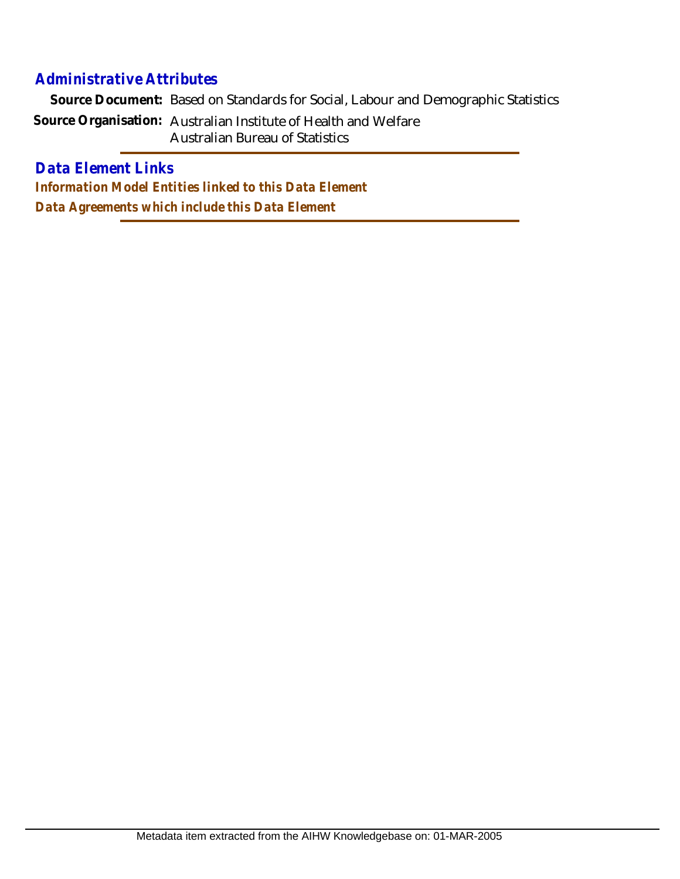## Administrative Attributes

**Source Document:** Based on Standards for Social, Labour and Demographic Statistics

**Source Organisation:** Australian Institute of Health and Welfare
Australian Bureau of Statistics

---

## Data Element Links

***Information Model Entities linked to this Data Element***

***Data Agreements which include this Data Element***

---

Metadata item extracted from the AIHW Knowledgebase on: 01-MAR-2005